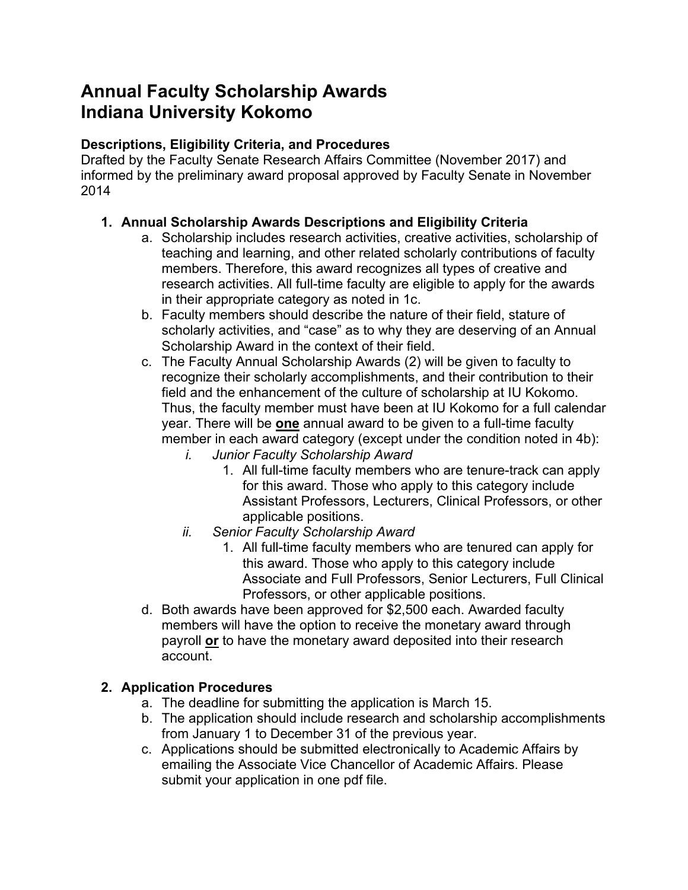# Annual Faculty Scholarship Awards
# Indiana University Kokomo

### Descriptions, Eligibility Criteria, and Procedures

Drafted by the Faculty Senate Research Affairs Committee (November 2017) and informed by the preliminary award proposal approved by Faculty Senate in November 2014

1. **Annual Scholarship Awards Descriptions and Eligibility Criteria**
   a. Scholarship includes research activities, creative activities, scholarship of teaching and learning, and other related scholarly contributions of faculty members. Therefore, this award recognizes all types of creative and research activities. All full-time faculty are eligible to apply for the awards in their appropriate category as noted in 1c.
   b. Faculty members should describe the nature of their field, stature of scholarly activities, and "case" as to why they are deserving of an Annual Scholarship Award in the context of their field.
   c. The Faculty Annual Scholarship Awards (2) will be given to faculty to recognize their scholarly accomplishments, and their contribution to their field and the enhancement of the culture of scholarship at IU Kokomo. Thus, the faculty member must have been at IU Kokomo for a full calendar year. There will be **<u>one</u>** annual award to be given to a full-time faculty member in each award category (except under the condition noted in 4b):
      i. *Junior Faculty Scholarship Award*
         1. All full-time faculty members who are tenure-track can apply for this award. Those who apply to this category include Assistant Professors, Lecturers, Clinical Professors, or other applicable positions.
      ii. *Senior Faculty Scholarship Award*
         1. All full-time faculty members who are tenured can apply for this award. Those who apply to this category include Associate and Full Professors, Senior Lecturers, Full Clinical Professors, or other applicable positions.
   d. Both awards have been approved for $2,500 each. Awarded faculty members will have the option to receive the monetary award through payroll **<u>or</u>** to have the monetary award deposited into their research account.

2. **Application Procedures**
   a. The deadline for submitting the application is March 15.
   b. The application should include research and scholarship accomplishments from January 1 to December 31 of the previous year.
   c. Applications should be submitted electronically to Academic Affairs by emailing the Associate Vice Chancellor of Academic Affairs. Please submit your application in one pdf file.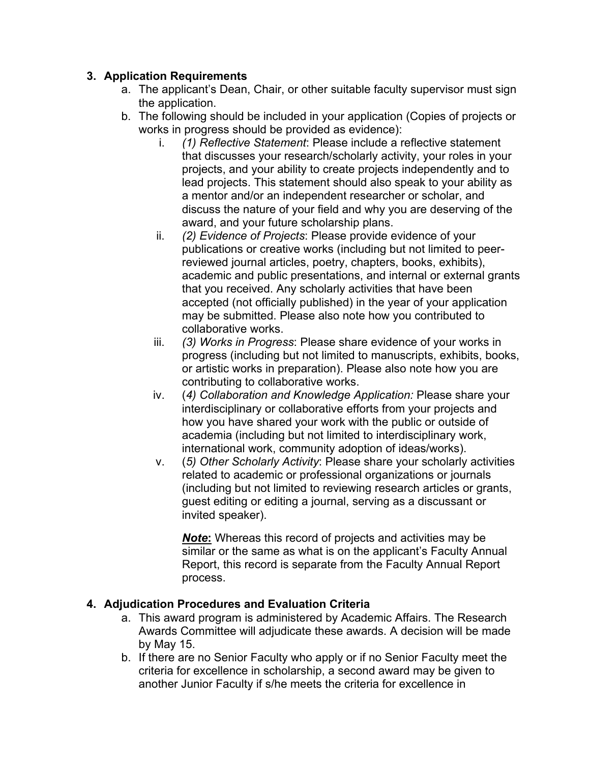### 3. Application Requirements

a. The applicant's Dean, Chair, or other suitable faculty supervisor must sign the application.

b. The following should be included in your application (Copies of projects or works in progress should be provided as evidence):

   i. *(1) Reflective Statement*: Please include a reflective statement that discusses your research/scholarly activity, your roles in your projects, and your ability to create projects independently and to lead projects. This statement should also speak to your ability as a mentor and/or an independent researcher or scholar, and discuss the nature of your field and why you are deserving of the award, and your future scholarship plans.

   ii. *(2) Evidence of Projects*: Please provide evidence of your publications or creative works (including but not limited to peer-reviewed journal articles, poetry, chapters, books, exhibits), academic and public presentations, and internal or external grants that you received. Any scholarly activities that have been accepted (not officially published) in the year of your application may be submitted. Please also note how you contributed to collaborative works.

   iii. *(3) Works in Progress*: Please share evidence of your works in progress (including but not limited to manuscripts, exhibits, books, or artistic works in preparation). Please also note how you are contributing to collaborative works.

   iv. (*4) Collaboration and Knowledge Application:* Please share your interdisciplinary or collaborative efforts from your projects and how you have shared your work with the public or outside of academia (including but not limited to interdisciplinary work, international work, community adoption of ideas/works).

   v. (*5) Other Scholarly Activity*: Please share your scholarly activities related to academic or professional organizations or journals (including but not limited to reviewing research articles or grants, guest editing or editing a journal, serving as a discussant or invited speaker).

   ***Note*:** Whereas this record of projects and activities may be similar or the same as what is on the applicant's Faculty Annual Report, this record is separate from the Faculty Annual Report process.

### 4. Adjudication Procedures and Evaluation Criteria

a. This award program is administered by Academic Affairs. The Research Awards Committee will adjudicate these awards. A decision will be made by May 15.

b. If there are no Senior Faculty who apply or if no Senior Faculty meet the criteria for excellence in scholarship, a second award may be given to another Junior Faculty if s/he meets the criteria for excellence in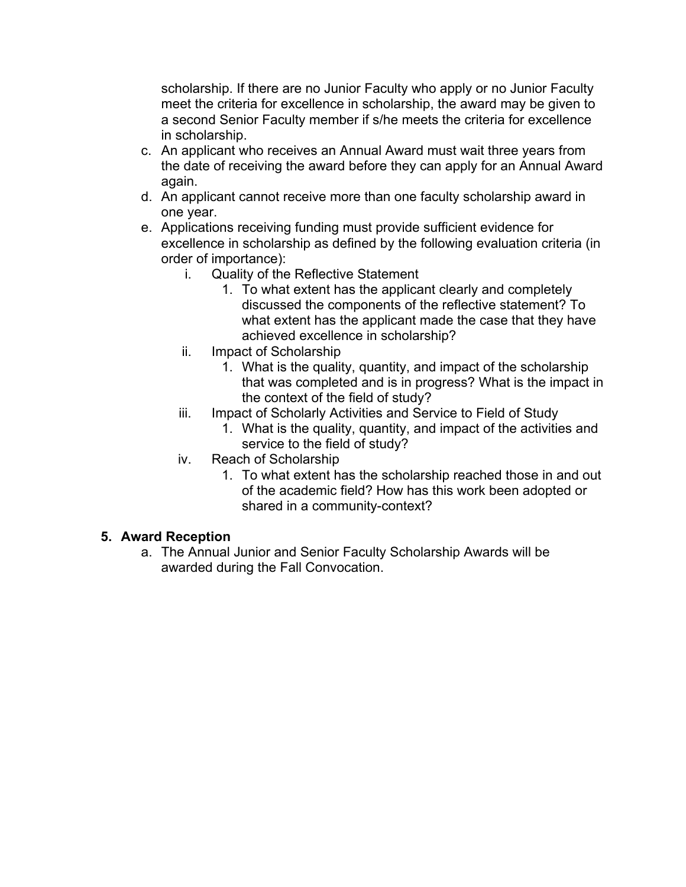scholarship. If there are no Junior Faculty who apply or no Junior Faculty meet the criteria for excellence in scholarship, the award may be given to a second Senior Faculty member if s/he meets the criteria for excellence in scholarship.

c. An applicant who receives an Annual Award must wait three years from the date of receiving the award before they can apply for an Annual Award again.

d. An applicant cannot receive more than one faculty scholarship award in one year.

e. Applications receiving funding must provide sufficient evidence for excellence in scholarship as defined by the following evaluation criteria (in order of importance):

   i. Quality of the Reflective Statement
      1. To what extent has the applicant clearly and completely discussed the components of the reflective statement? To what extent has the applicant made the case that they have achieved excellence in scholarship?

   ii. Impact of Scholarship
      1. What is the quality, quantity, and impact of the scholarship that was completed and is in progress? What is the impact in the context of the field of study?

   iii. Impact of Scholarly Activities and Service to Field of Study
      1. What is the quality, quantity, and impact of the activities and service to the field of study?

   iv. Reach of Scholarship
      1. To what extent has the scholarship reached those in and out of the academic field? How has this work been adopted or shared in a community-context?

**5. Award Reception**

a. The Annual Junior and Senior Faculty Scholarship Awards will be awarded during the Fall Convocation.